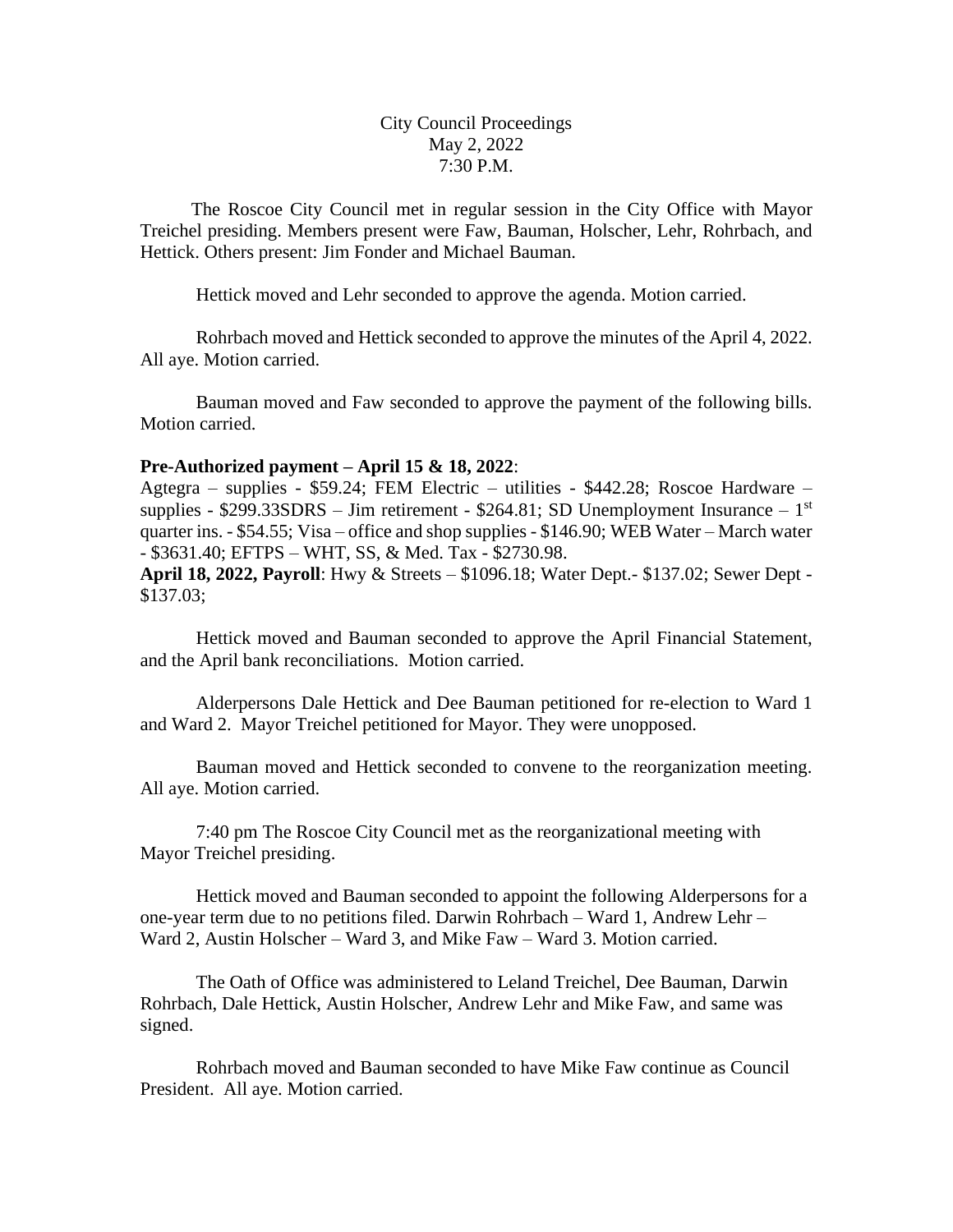City Council Proceedings
May 2, 2022
7:30 P.M.

The Roscoe City Council met in regular session in the City Office with Mayor Treichel presiding. Members present were Faw, Bauman, Holscher, Lehr, Rohrbach, and Hettick. Others present: Jim Fonder and Michael Bauman.

Hettick moved and Lehr seconded to approve the agenda. Motion carried.

Rohrbach moved and Hettick seconded to approve the minutes of the April 4, 2022. All aye. Motion carried.

Bauman moved and Faw seconded to approve the payment of the following bills. Motion carried.

**Pre-Authorized payment – April 15 & 18, 2022**:
Agtegra – supplies - $59.24; FEM Electric – utilities - $442.28; Roscoe Hardware – supplies - $299.33SDRS – Jim retirement - $264.81; SD Unemployment Insurance – 1st quarter ins. - $54.55; Visa – office and shop supplies - $146.90; WEB Water – March water - $3631.40; EFTPS – WHT, SS, & Med. Tax - $2730.98.
**April 18, 2022, Payroll**: Hwy & Streets – $1096.18; Water Dept.- $137.02; Sewer Dept - $137.03;

Hettick moved and Bauman seconded to approve the April Financial Statement, and the April bank reconciliations. Motion carried.

Alderpersons Dale Hettick and Dee Bauman petitioned for re-election to Ward 1 and Ward 2. Mayor Treichel petitioned for Mayor. They were unopposed.

Bauman moved and Hettick seconded to convene to the reorganization meeting. All aye. Motion carried.

7:40 pm The Roscoe City Council met as the reorganizational meeting with Mayor Treichel presiding.

Hettick moved and Bauman seconded to appoint the following Alderpersons for a one-year term due to no petitions filed. Darwin Rohrbach – Ward 1, Andrew Lehr – Ward 2, Austin Holscher – Ward 3, and Mike Faw – Ward 3. Motion carried.

The Oath of Office was administered to Leland Treichel, Dee Bauman, Darwin Rohrbach, Dale Hettick, Austin Holscher, Andrew Lehr and Mike Faw, and same was signed.

Rohrbach moved and Bauman seconded to have Mike Faw continue as Council President. All aye. Motion carried.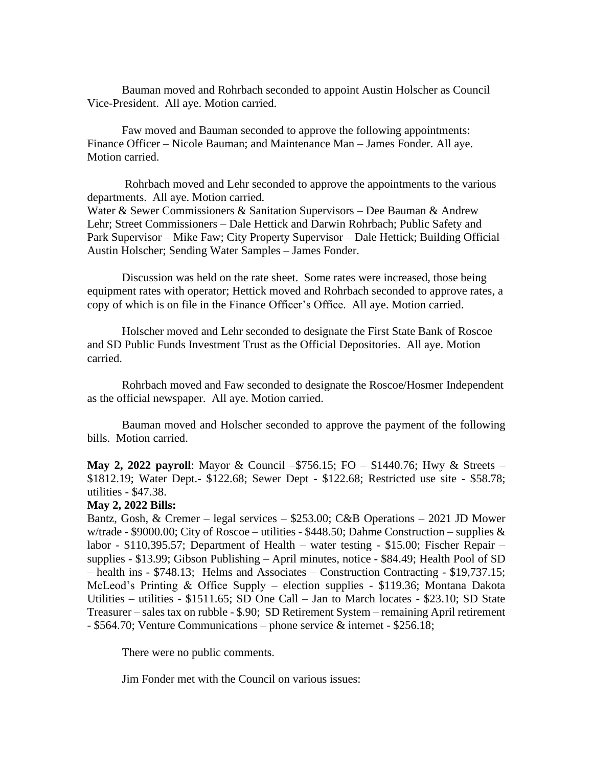Bauman moved and Rohrbach seconded to appoint Austin Holscher as Council Vice-President. All aye. Motion carried.

Faw moved and Bauman seconded to approve the following appointments: Finance Officer – Nicole Bauman; and Maintenance Man – James Fonder. All aye. Motion carried.

Rohrbach moved and Lehr seconded to approve the appointments to the various departments. All aye. Motion carried.
Water & Sewer Commissioners & Sanitation Supervisors – Dee Bauman & Andrew Lehr; Street Commissioners – Dale Hettick and Darwin Rohrbach; Public Safety and Park Supervisor – Mike Faw; City Property Supervisor – Dale Hettick; Building Official– Austin Holscher; Sending Water Samples – James Fonder.

Discussion was held on the rate sheet. Some rates were increased, those being equipment rates with operator; Hettick moved and Rohrbach seconded to approve rates, a copy of which is on file in the Finance Officer's Office. All aye. Motion carried.

Holscher moved and Lehr seconded to designate the First State Bank of Roscoe and SD Public Funds Investment Trust as the Official Depositories. All aye. Motion carried.

Rohrbach moved and Faw seconded to designate the Roscoe/Hosmer Independent as the official newspaper. All aye. Motion carried.

Bauman moved and Holscher seconded to approve the payment of the following bills. Motion carried.

**May 2, 2022 payroll**: Mayor & Council –$756.15; FO – $1440.76; Hwy & Streets – $1812.19; Water Dept.- $122.68; Sewer Dept - $122.68; Restricted use site - $58.78; utilities - $47.38.

**May 2, 2022 Bills:**
Bantz, Gosh, & Cremer – legal services – $253.00; C&B Operations – 2021 JD Mower w/trade - $9000.00; City of Roscoe – utilities - $448.50; Dahme Construction – supplies & labor - $110,395.57; Department of Health – water testing - $15.00; Fischer Repair – supplies - $13.99; Gibson Publishing – April minutes, notice - $84.49; Health Pool of SD – health ins - $748.13; Helms and Associates – Construction Contracting - $19,737.15; McLeod's Printing & Office Supply – election supplies - $119.36; Montana Dakota Utilities – utilities - $1511.65; SD One Call – Jan to March locates - $23.10; SD State Treasurer – sales tax on rubble - $.90; SD Retirement System – remaining April retirement - $564.70; Venture Communications – phone service & internet - $256.18;

There were no public comments.

Jim Fonder met with the Council on various issues: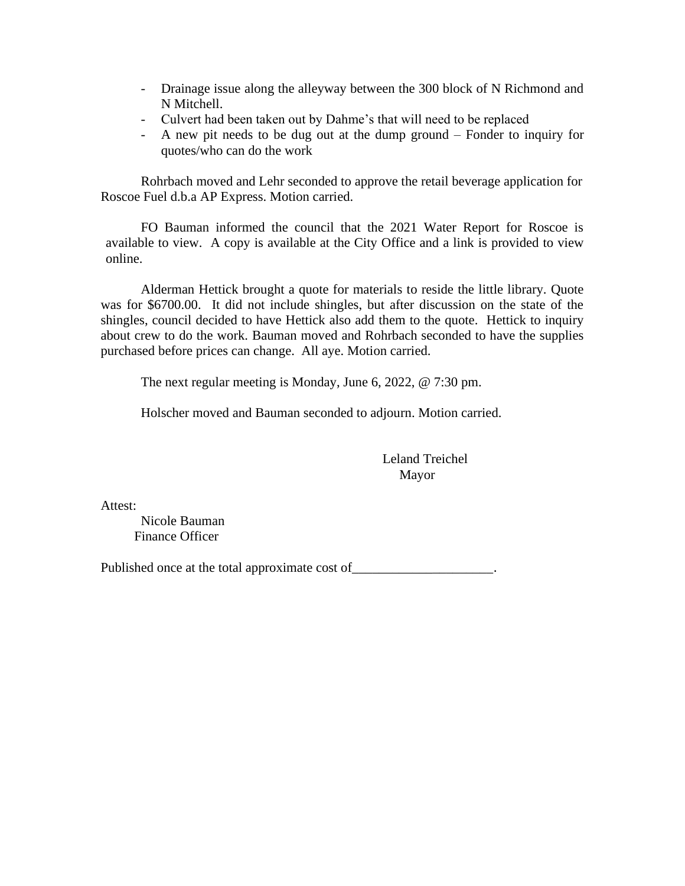- Drainage issue along the alleyway between the 300 block of N Richmond and N Mitchell.
- Culvert had been taken out by Dahme's that will need to be replaced
- A new pit needs to be dug out at the dump ground – Fonder to inquiry for quotes/who can do the work

Rohrbach moved and Lehr seconded to approve the retail beverage application for Roscoe Fuel d.b.a AP Express. Motion carried.

FO Bauman informed the council that the 2021 Water Report for Roscoe is available to view. A copy is available at the City Office and a link is provided to view online.

Alderman Hettick brought a quote for materials to reside the little library. Quote was for $6700.00. It did not include shingles, but after discussion on the state of the shingles, council decided to have Hettick also add them to the quote. Hettick to inquiry about crew to do the work. Bauman moved and Rohrbach seconded to have the supplies purchased before prices can change. All aye. Motion carried.

The next regular meeting is Monday, June 6, 2022, @ 7:30 pm.

Holscher moved and Bauman seconded to adjourn. Motion carried.

Leland Treichel
Mayor

Attest:
Nicole Bauman
Finance Officer

Published once at the total approximate cost of_____________________.